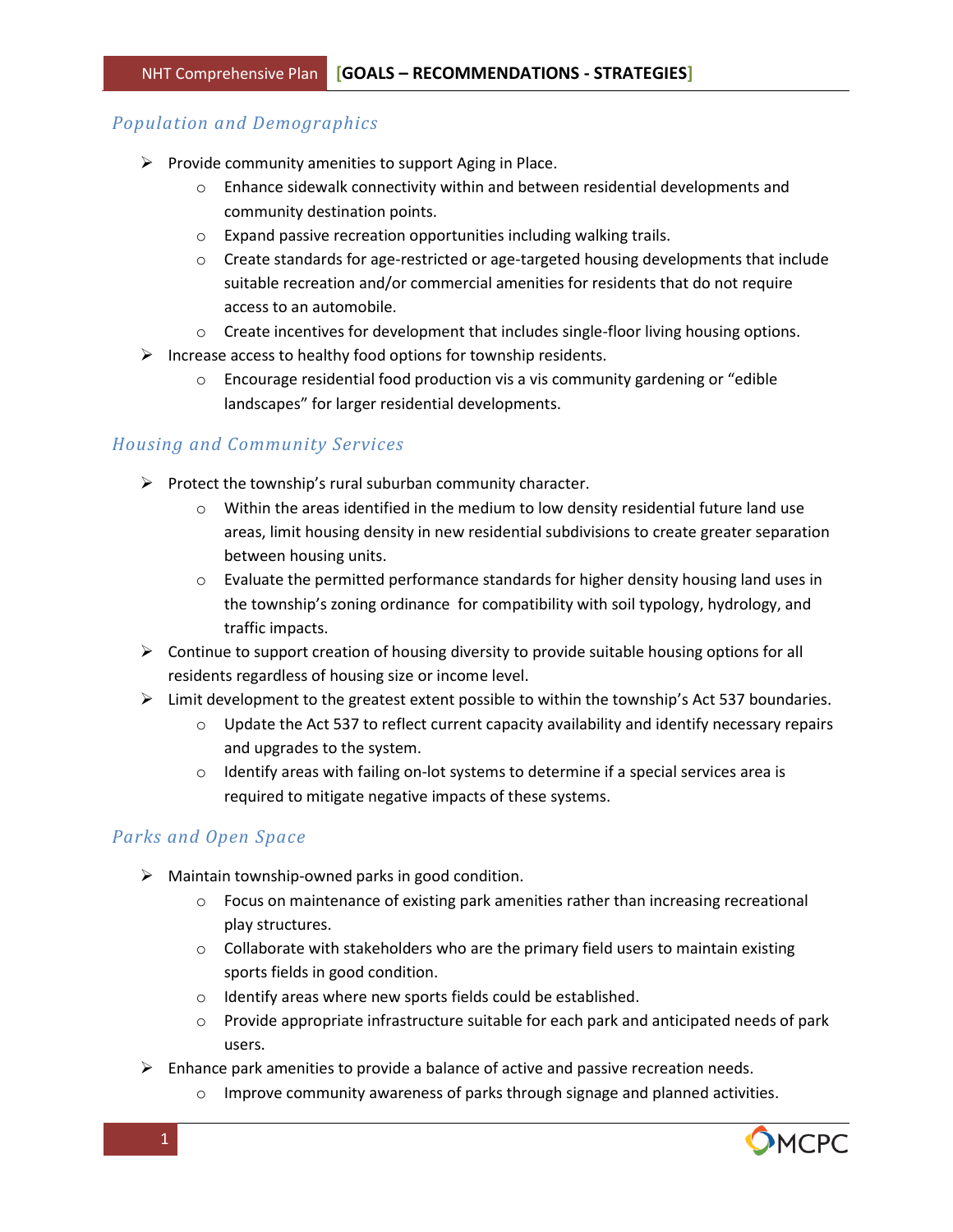## Population and Demographics

- Provide community amenities to support Aging in Place.
    - Enhance sidewalk connectivity within and between residential developments and community destination points.
    - Expand passive recreation opportunities including walking trails.
    - Create standards for age-restricted or age-targeted housing developments that include suitable recreation and/or commercial amenities for residents that do not require access to an automobile.
    - Create incentives for development that includes single-floor living housing options.
- Increase access to healthy food options for township residents.
    - Encourage residential food production vis a vis community gardening or "edible landscapes" for larger residential developments.

## Housing and Community Services

- Protect the township's rural suburban community character.
    - Within the areas identified in the medium to low density residential future land use areas, limit housing density in new residential subdivisions to create greater separation between housing units.
    - Evaluate the permitted performance standards for higher density housing land uses in the township's zoning ordinance for compatibility with soil typology, hydrology, and traffic impacts.
- Continue to support creation of housing diversity to provide suitable housing options for all residents regardless of housing size or income level.
- Limit development to the greatest extent possible to within the township's Act 537 boundaries.
    - Update the Act 537 to reflect current capacity availability and identify necessary repairs and upgrades to the system.
    - Identify areas with failing on-lot systems to determine if a special services area is required to mitigate negative impacts of these systems.

## Parks and Open Space

- Maintain township-owned parks in good condition.
    - Focus on maintenance of existing park amenities rather than increasing recreational play structures.
    - Collaborate with stakeholders who are the primary field users to maintain existing sports fields in good condition.
    - Identify areas where new sports fields could be established.
    - Provide appropriate infrastructure suitable for each park and anticipated needs of park users.
- Enhance park amenities to provide a balance of active and passive recreation needs.
    - Improve community awareness of parks through signage and planned activities.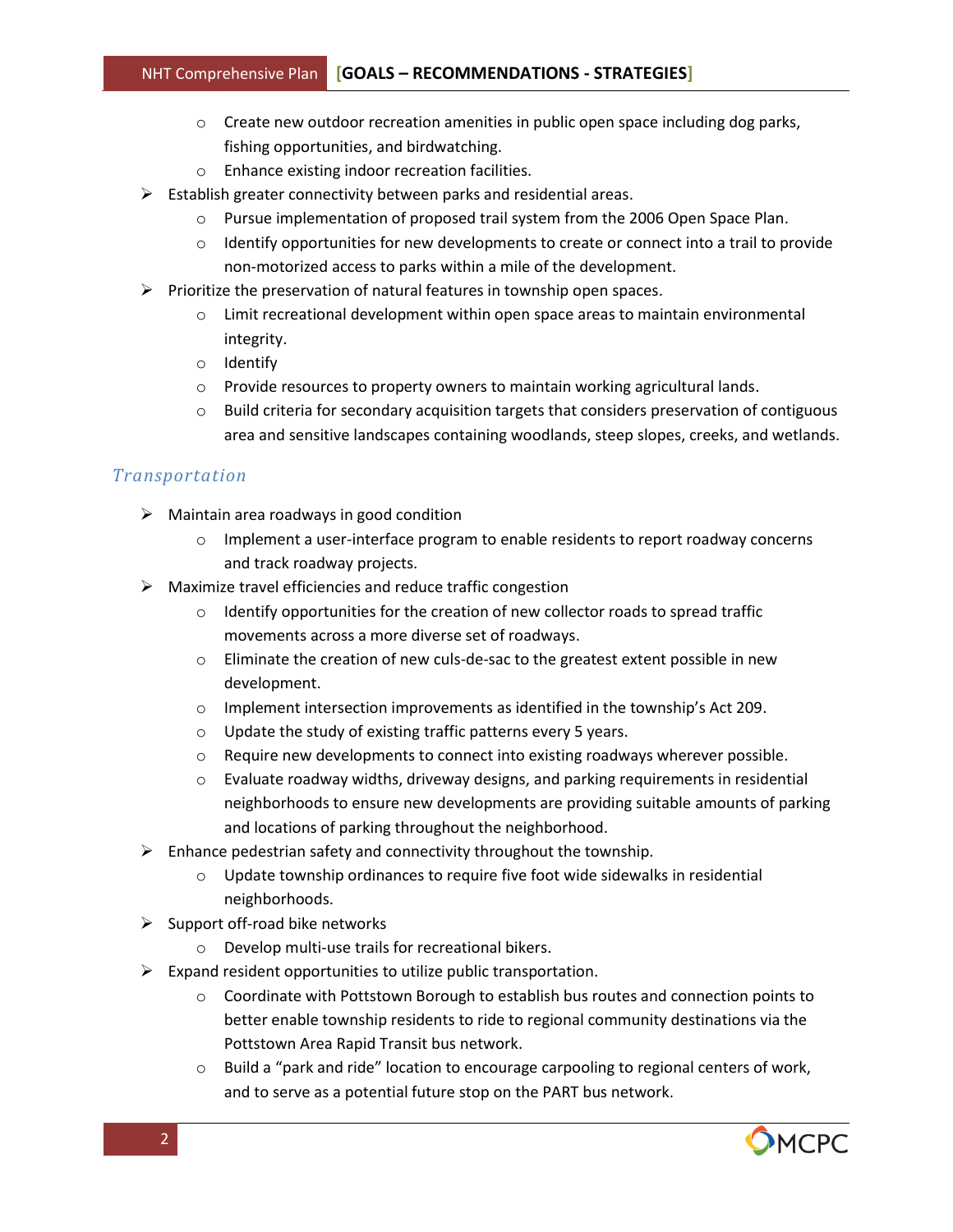- Create new outdoor recreation amenities in public open space including dog parks, fishing opportunities, and birdwatching.
  - Enhance existing indoor recreation facilities.
- Establish greater connectivity between parks and residential areas.
  - Pursue implementation of proposed trail system from the 2006 Open Space Plan.
  - Identify opportunities for new developments to create or connect into a trail to provide non-motorized access to parks within a mile of the development.
- Prioritize the preservation of natural features in township open spaces.
  - Limit recreational development within open space areas to maintain environmental integrity.
  - Identify
  - Provide resources to property owners to maintain working agricultural lands.
  - Build criteria for secondary acquisition targets that considers preservation of contiguous area and sensitive landscapes containing woodlands, steep slopes, creeks, and wetlands.

## *Transportation*

- Maintain area roadways in good condition
  - Implement a user-interface program to enable residents to report roadway concerns and track roadway projects.
- Maximize travel efficiencies and reduce traffic congestion
  - Identify opportunities for the creation of new collector roads to spread traffic movements across a more diverse set of roadways.
  - Eliminate the creation of new culs-de-sac to the greatest extent possible in new development.
  - Implement intersection improvements as identified in the township's Act 209.
  - Update the study of existing traffic patterns every 5 years.
  - Require new developments to connect into existing roadways wherever possible.
  - Evaluate roadway widths, driveway designs, and parking requirements in residential neighborhoods to ensure new developments are providing suitable amounts of parking and locations of parking throughout the neighborhood.
- Enhance pedestrian safety and connectivity throughout the township.
  - Update township ordinances to require five foot wide sidewalks in residential neighborhoods.
- Support off-road bike networks
  - Develop multi-use trails for recreational bikers.
- Expand resident opportunities to utilize public transportation.
  - Coordinate with Pottstown Borough to establish bus routes and connection points to better enable township residents to ride to regional community destinations via the Pottstown Area Rapid Transit bus network.
  - Build a "park and ride" location to encourage carpooling to regional centers of work, and to serve as a potential future stop on the PART bus network.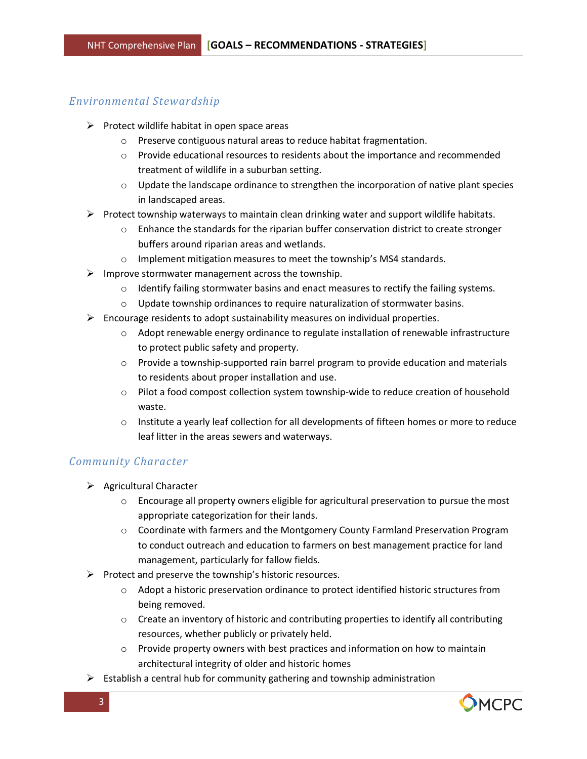## *Environmental Stewardship*

- Protect wildlife habitat in open space areas
  - Preserve contiguous natural areas to reduce habitat fragmentation.
  - Provide educational resources to residents about the importance and recommended treatment of wildlife in a suburban setting.
  - Update the landscape ordinance to strengthen the incorporation of native plant species in landscaped areas.
- Protect township waterways to maintain clean drinking water and support wildlife habitats.
  - Enhance the standards for the riparian buffer conservation district to create stronger buffers around riparian areas and wetlands.
  - Implement mitigation measures to meet the township's MS4 standards.
- Improve stormwater management across the township.
  - Identify failing stormwater basins and enact measures to rectify the failing systems.
  - Update township ordinances to require naturalization of stormwater basins.
- Encourage residents to adopt sustainability measures on individual properties.
  - Adopt renewable energy ordinance to regulate installation of renewable infrastructure to protect public safety and property.
  - Provide a township-supported rain barrel program to provide education and materials to residents about proper installation and use.
  - Pilot a food compost collection system township-wide to reduce creation of household waste.
  - Institute a yearly leaf collection for all developments of fifteen homes or more to reduce leaf litter in the areas sewers and waterways.

## *Community Character*

- Agricultural Character
  - Encourage all property owners eligible for agricultural preservation to pursue the most appropriate categorization for their lands.
  - Coordinate with farmers and the Montgomery County Farmland Preservation Program to conduct outreach and education to farmers on best management practice for land management, particularly for fallow fields.
- Protect and preserve the township's historic resources.
  - Adopt a historic preservation ordinance to protect identified historic structures from being removed.
  - Create an inventory of historic and contributing properties to identify all contributing resources, whether publicly or privately held.
  - Provide property owners with best practices and information on how to maintain architectural integrity of older and historic homes
- Establish a central hub for community gathering and township administration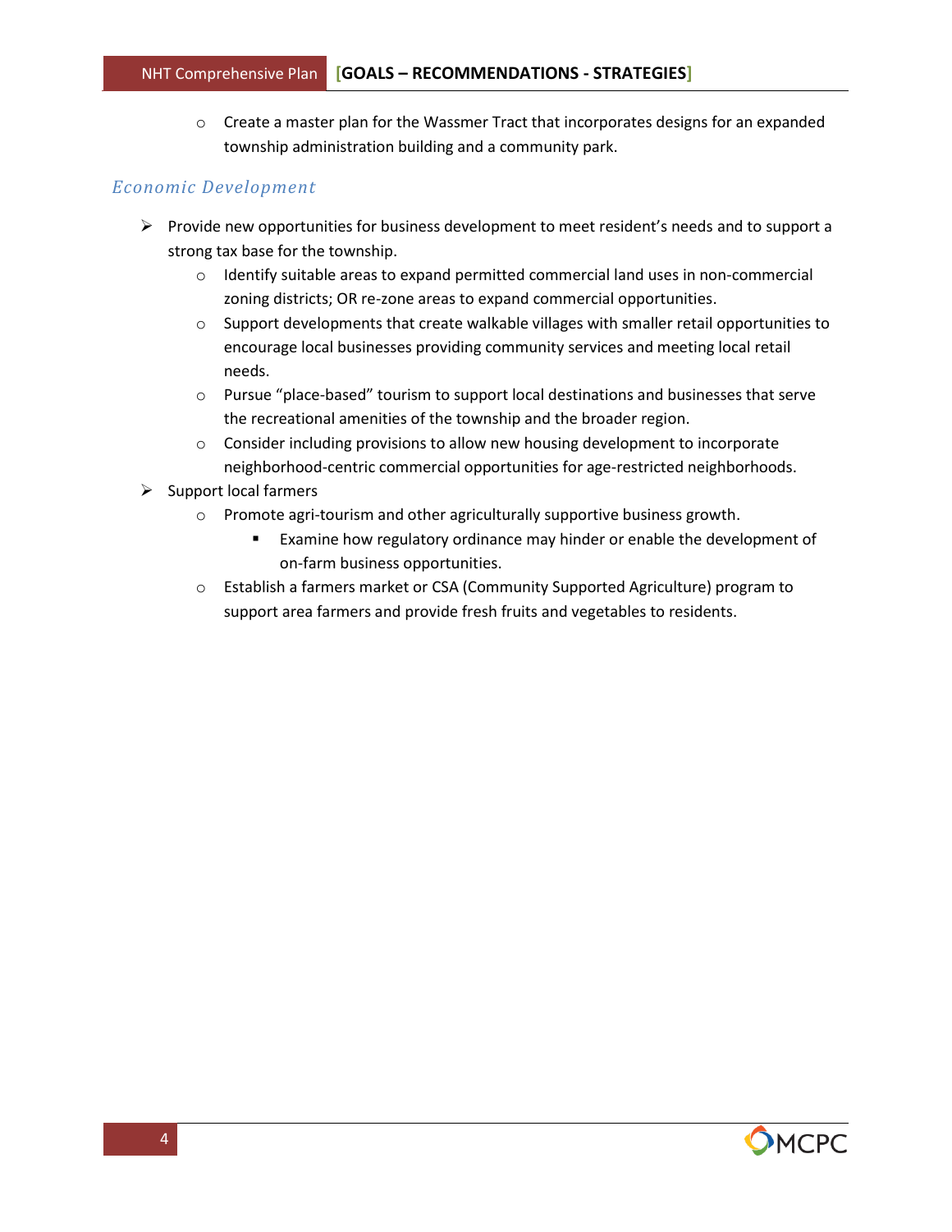- Create a master plan for the Wassmer Tract that incorporates designs for an expanded township administration building and a community park.

## *Economic Development*

- Provide new opportunities for business development to meet resident's needs and to support a strong tax base for the township.
  - Identify suitable areas to expand permitted commercial land uses in non-commercial zoning districts; OR re-zone areas to expand commercial opportunities.
  - Support developments that create walkable villages with smaller retail opportunities to encourage local businesses providing community services and meeting local retail needs.
  - Pursue "place-based" tourism to support local destinations and businesses that serve the recreational amenities of the township and the broader region.
  - Consider including provisions to allow new housing development to incorporate neighborhood-centric commercial opportunities for age-restricted neighborhoods.
- Support local farmers
  - Promote agri-tourism and other agriculturally supportive business growth.
    - Examine how regulatory ordinance may hinder or enable the development of on-farm business opportunities.
  - Establish a farmers market or CSA (Community Supported Agriculture) program to support area farmers and provide fresh fruits and vegetables to residents.